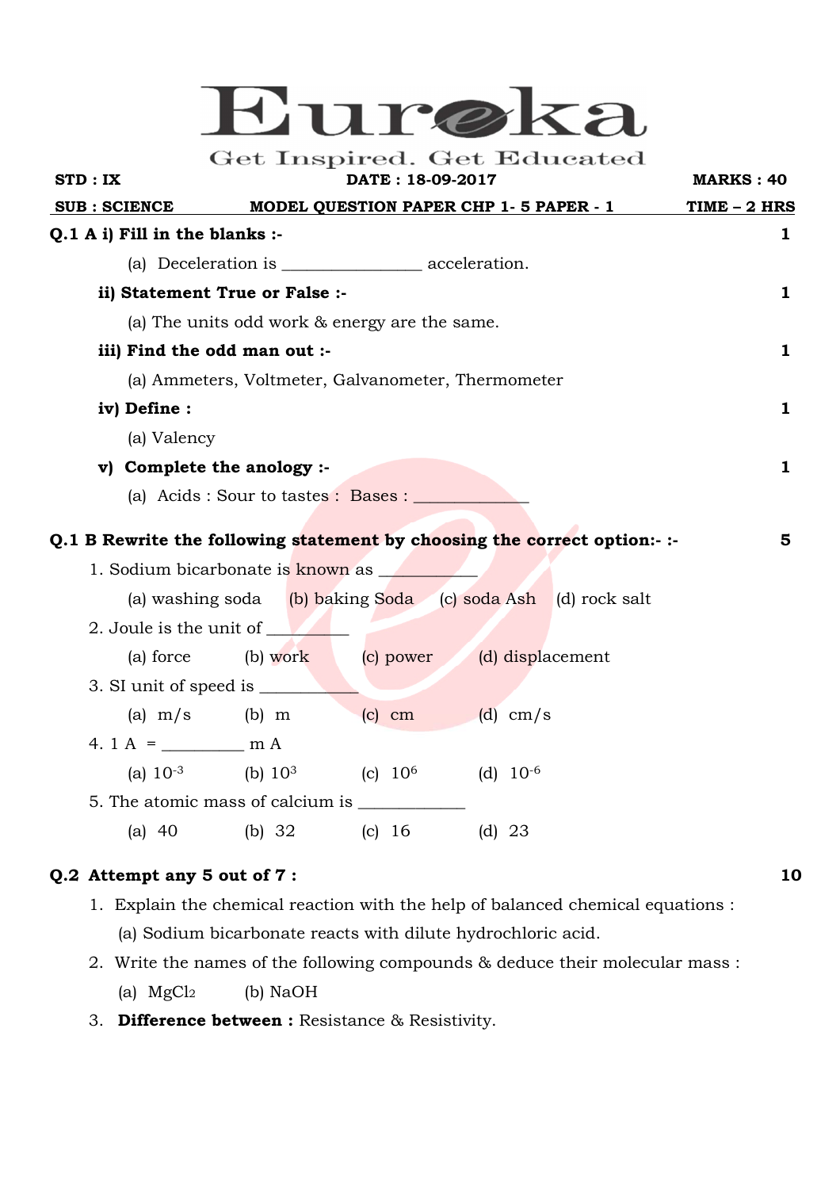# Eureka

Get Inspired. Get Educated

**STD : IX** **DATE : 18-09-2017** **MARKS : 40**

**SUB : SCIENCE** **MODEL QUESTION PAPER CHP 1- 5 PAPER - 1** **TIME – 2 HRS**

**Q.1 A i) Fill in the blanks :-** **1**

(a) Deceleration is ________________ acceleration.

**ii) Statement True or False :-** **1**

(a) The units odd work & energy are the same.

**iii) Find the odd man out :-** **1**

(a) Ammeters, Voltmeter, Galvanometer, Thermometer

**iv) Define :** **1**

(a) Valency

**v) Complete the anology :-** **1**

(a) Acids : Sour to tastes : Bases : ______________

**Q.1 B Rewrite the following statement by choosing the correct option:- :-** **5**

1. Sodium bicarbonate is known as ___________

   (a) washing soda (b) baking Soda (c) soda Ash (d) rock salt

2. Joule is the unit of _________

   (a) force (b) work (c) power (d) displacement

3. SI unit of speed is ___________

   (a) m/s (b) m (c) cm (d) cm/s

4. 1 A = _________ m A

   (a) $10^{-3}$ (b) $10^{3}$ (c) $10^{6}$ (d) $10^{-6}$

5. The atomic mass of calcium is ____________

   (a) 40 (b) 32 (c) 16 (d) 23

**Q.2 Attempt any 5 out of 7 :** **10**

1. Explain the chemical reaction with the help of balanced chemical equations :

   (a) Sodium bicarbonate reacts with dilute hydrochloric acid.

2. Write the names of the following compounds & deduce their molecular mass :

   (a) $MgCl_2$ (b) NaOH

3. **Difference between :** Resistance & Resistivity.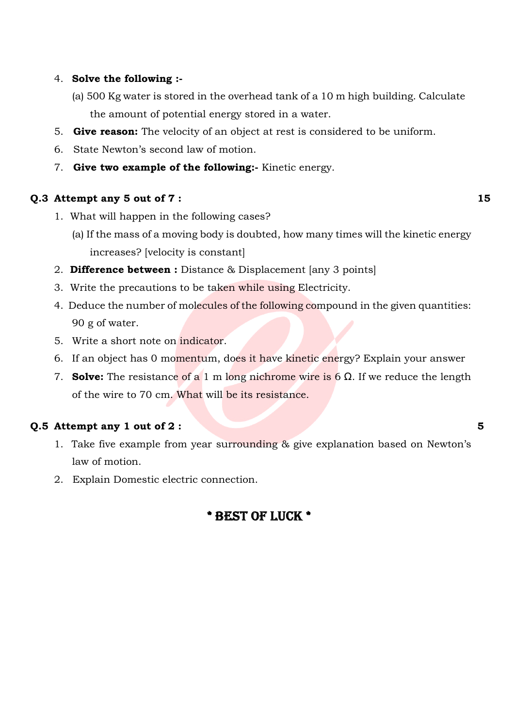4. **Solve the following :-**

   (a) 500 Kg water is stored in the overhead tank of a 10 m high building. Calculate the amount of potential energy stored in a water.

5. **Give reason:** The velocity of an object at rest is considered to be uniform.
6. State Newton's second law of motion.
7. **Give two example of the following:-** Kinetic energy.

**Q.3 Attempt any 5 out of 7 :** **15**

1. What will happen in the following cases?

   (a) If the mass of a moving body is doubted, how many times will the kinetic energy increases? [velocity is constant]

2. **Difference between :** Distance & Displacement [any 3 points]
3. Write the precautions to be taken while using Electricity.
4. Deduce the number of molecules of the following compound in the given quantities: 90 g of water.
5. Write a short note on indicator.
6. If an object has 0 momentum, does it have kinetic energy? Explain your answer
7. **Solve:** The resistance of a 1 m long nichrome wire is 6 Ω. If we reduce the length of the wire to 70 cm. What will be its resistance.

**Q.5 Attempt any 1 out of 2 :** **5**

1. Take five example from year surrounding & give explanation based on Newton's law of motion.
2. Explain Domestic electric connection.

**\* BEST OF LUCK \***